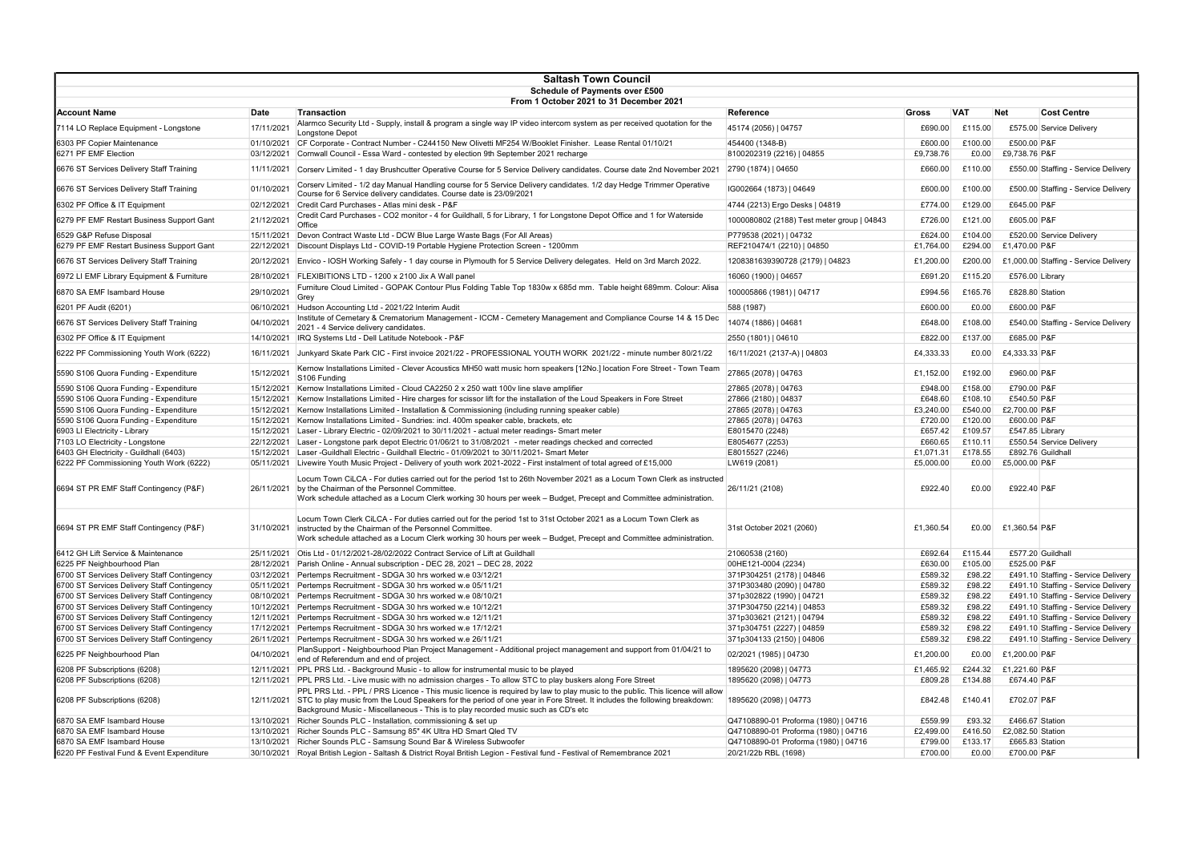# Saltash Town Council

## Schedule of Payments over £500

### From 1 October 2021 to 31 December 2021

| Account Name | Date | Transaction | Reference | Gross | VAT | Net | Cost Centre |
|---|---|---|---|---|---|---|---|
| 7114 LO Replace Equipment - Longstone | 17/11/2021 | Alarmco Security Ltd - Supply, install & program a single way IP video intercom system as per received quotation for the Longstone Depot | 45174 (2056) \| 04757 | £690.00 | £115.00 | £575.00 | Service Delivery |
| 6303 PF Copier Maintenance | 01/10/2021 | CF Corporate - Contract Number - C244150 New Olivetti MF254 W/Booklet Finisher. Lease Rental 01/10/21 | 454400 (1348-B) | £600.00 | £100.00 | £500.00 | P&F |
| 6271 PF EMF Election | 03/12/2021 | Cornwall Council - Essa Ward - contested by election 9th September 2021 recharge | 8100202319 (2216) \| 04855 | £9,738.76 | £0.00 | £9,738.76 | P&F |
| 6676 ST Services Delivery Staff Training | 11/11/2021 | Corserv Limited - 1 day Brushcutter Operative Course for 5 Service Delivery candidates. Course date 2nd November 2021 | 2790 (1874) \| 04650 | £660.00 | £110.00 | £550.00 | Staffing - Service Delivery |
| 6676 ST Services Delivery Staff Training | 01/10/2021 | Corserv Limited - 1/2 day Manual Handling course for 5 Service Delivery candidates. 1/2 day Hedge Trimmer Operative Course for 6 Service delivery candidates. Course date is 23/09/2021 | IG002664 (1873) \| 04649 | £600.00 | £100.00 | £500.00 | Staffing - Service Delivery |
| 6302 PF Office & IT Equipment | 02/12/2021 | Credit Card Purchases - Atlas mini desk - P&F | 4744 (2213) Ergo Desks \| 04819 | £774.00 | £129.00 | £645.00 | P&F |
| 6279 PF EMF Restart Business Support Gant | 21/12/2021 | Credit Card Purchases - CO2 monitor - 4 for Guildhall, 5 for Library, 1 for Longstone Depot Office and 1 for Waterside Office | 1000080802 (2188) Test meter group \| 04843 | £726.00 | £121.00 | £605.00 | P&F |
| 6529 G&P Refuse Disposal | 15/11/2021 | Devon Contract Waste Ltd - DCW Blue Large Waste Bags (For All Areas) | P779538 (2021) \| 04732 | £624.00 | £104.00 | £520.00 | Service Delivery |
| 6279 PF EMF Restart Business Support Gant | 22/12/2021 | Discount Displays Ltd - COVID-19 Portable Hygiene Protection Screen - 1200mm | REF210474/1 (2210) \| 04850 | £1,764.00 | £294.00 | £1,470.00 | P&F |
| 6676 ST Services Delivery Staff Training | 20/12/2021 | Envico - IOSH Working Safely - 1 day course in Plymouth for 5 Service Delivery delegates. Held on 3rd March 2022. | 1208381639390728 (2179) \| 04823 | £1,200.00 | £200.00 | £1,000.00 | Staffing - Service Delivery |
| 6972 LI EMF Library Equipment & Furniture | 28/10/2021 | FLEXIBITIONS LTD - 1200 x 2100 Jix A Wall panel | 16060 (1900) \| 04657 | £691.20 | £115.20 | £576.00 | Library |
| 6870 SA EMF Isambard House | 29/10/2021 | Furniture Cloud Limited - GOPAK Contour Plus Folding Table Top 1830w x 685d mm. Table height 689mm. Colour: Alisa Grey | 100005866 (1981) \| 04717 | £994.56 | £165.76 | £828.80 | Station |
| 6201 PF Audit (6201) | 06/10/2021 | Hudson Accounting Ltd - 2021/22 Interim Audit | 588 (1987) | £600.00 | £0.00 | £600.00 | P&F |
| 6676 ST Services Delivery Staff Training | 04/10/2021 | Institute of Cemetery & Crematorium Management - ICCM - Cemetery Management and Compliance Course 14 & 15 Dec 2021 - 4 Service delivery candidates. | 14074 (1886) \| 04681 | £648.00 | £108.00 | £540.00 | Staffing - Service Delivery |
| 6302 PF Office & IT Equipment | 14/10/2021 | IRQ Systems Ltd - Dell Latitude Notebook - P&F | 2550 (1801) \| 04610 | £822.00 | £137.00 | £685.00 | P&F |
| 6222 PF Commissioning Youth Work (6222) | 16/11/2021 | Junkyard Skate Park CIC - First invoice 2021/22 - PROFESSIONAL YOUTH WORK 2021/22 - minute number 80/21/22 | 16/11/2021 (2137-A) \| 04803 | £4,333.33 | £0.00 | £4,333.33 | P&F |
| 5590 S106 Quora Funding - Expenditure | 15/12/2021 | Kernow Installations Limited - Clever Acoustics MH50 watt music horn speakers [12No.] location Fore Street - Town Team S106 Funding | 27865 (2078) \| 04763 | £1,152.00 | £192.00 | £960.00 | P&F |
| 5590 S106 Quora Funding - Expenditure | 15/12/2021 | Kernow Installations Limited - Cloud CA2250 2 x 250 watt 100v line slave amplifier | 27865 (2078) \| 04763 | £948.00 | £158.00 | £790.00 | P&F |
| 5590 S106 Quora Funding - Expenditure | 15/12/2021 | Kernow Installations Limited - Hire charges for scissor lift for the installation of the Loud Speakers in Fore Street | 27866 (2180) \| 04837 | £648.60 | £108.10 | £540.50 | P&F |
| 5590 S106 Quora Funding - Expenditure | 15/12/2021 | Kernow Installations Limited - Installation & Commissioning (including running speaker cable) | 27865 (2078) \| 04763 | £3,240.00 | £540.00 | £2,700.00 | P&F |
| 5590 S106 Quora Funding - Expenditure | 15/12/2021 | Kernow Installations Limited - Sundries: incl. 400m speaker cable, brackets, etc | 27865 (2078) \| 04763 | £720.00 | £120.00 | £600.00 | P&F |
| 6903 LI Electricity - Library | 15/12/2021 | Laser - Library Electric - 02/09/2021 to 30/11/2021 - actual meter readings- Smart meter | E8015470 (2248) | £657.42 | £109.57 | £547.85 | Library |
| 7103 LO Electricity - Longstone | 22/12/2021 | Laser - Longstone park depot Electric 01/06/21 to 31/08/2021 - meter readings checked and corrected | E8054677 (2253) | £660.65 | £110.11 | £550.54 | Service Delivery |
| 6403 GH Electricity - Guildhall (6403) | 15/12/2021 | Laser -Guildhall Electric - Guildhall Electric - 01/09/2021 to 30/11/2021- Smart Meter | E8015527 (2246) | £1,071.31 | £178.55 | £892.76 | Guildhall |
| 6222 PF Commissioning Youth Work (6222) | 05/11/2021 | Livewire Youth Music Project - Delivery of youth work 2021-2022 - First instalment of total agreed of £15,000 | LW619 (2081) | £5,000.00 | £0.00 | £5,000.00 | P&F |
| 6694 ST PR EMF Staff Contingency (P&F) | 26/11/2021 | Locum Town CiLCA - For duties carried out for the period 1st to 26th November 2021 as a Locum Town Clerk as instructed by the Chairman of the Personnel Committee. Work schedule attached as a Locum Clerk working 30 hours per week – Budget, Precept and Committee administration. | 26/11/21 (2108) | £922.40 | £0.00 | £922.40 | P&F |
| 6694 ST PR EMF Staff Contingency (P&F) | 31/10/2021 | Locum Town Clerk CiLCA - For duties carried out for the period 1st to 31st October 2021 as a Locum Town Clerk as instructed by the Chairman of the Personnel Committee. Work schedule attached as a Locum Clerk working 30 hours per week – Budget, Precept and Committee administration. | 31st October 2021 (2060) | £1,360.54 | £0.00 | £1,360.54 | P&F |
| 6412 GH Lift Service & Maintenance | 25/11/2021 | Otis Ltd - 01/12/2021-28/02/2022 Contract Service of Lift at Guildhall | 21060538 (2160) | £692.64 | £115.44 | £577.20 | Guildhall |
| 6225 PF Neighbourhood Plan | 28/12/2021 | Parish Online - Annual subscription - DEC 28, 2021 – DEC 28, 2022 | 00HE121-0004 (2234) | £630.00 | £105.00 | £525.00 | P&F |
| 6700 ST Services Delivery Staff Contingency | 03/12/2021 | Pertemps Recruitment - SDGA 30 hrs worked w.e 03/12/21 | 371P304251 (2178) \| 04846 | £589.32 | £98.22 | £491.10 | Staffing - Service Delivery |
| 6700 ST Services Delivery Staff Contingency | 05/11/2021 | Pertemps Recruitment - SDGA 30 hrs worked w.e 05/11/21 | 371P303480 (2090) \| 04780 | £589.32 | £98.22 | £491.10 | Staffing - Service Delivery |
| 6700 ST Services Delivery Staff Contingency | 08/10/2021 | Pertemps Recruitment - SDGA 30 hrs worked w.e 08/10/21 | 371p302822 (1990) \| 04721 | £589.32 | £98.22 | £491.10 | Staffing - Service Delivery |
| 6700 ST Services Delivery Staff Contingency | 10/12/2021 | Pertemps Recruitment - SDGA 30 hrs worked w.e 10/12/21 | 371P304750 (2214) \| 04853 | £589.32 | £98.22 | £491.10 | Staffing - Service Delivery |
| 6700 ST Services Delivery Staff Contingency | 12/11/2021 | Pertemps Recruitment - SDGA 30 hrs worked w.e 12/11/21 | 371p303621 (2121) \| 04794 | £589.32 | £98.22 | £491.10 | Staffing - Service Delivery |
| 6700 ST Services Delivery Staff Contingency | 17/12/2021 | Pertemps Recruitment - SDGA 30 hrs worked w.e 17/12/21 | 371p304751 (2227) \| 04859 | £589.32 | £98.22 | £491.10 | Staffing - Service Delivery |
| 6700 ST Services Delivery Staff Contingency | 26/11/2021 | Pertemps Recruitment - SDGA 30 hrs worked w.e 26/11/21 | 371p304133 (2150) \| 04806 | £589.32 | £98.22 | £491.10 | Staffing - Service Delivery |
| 6225 PF Neighbourhood Plan | 04/10/2021 | PlanSupport - Neighbourhood Plan Project Management - Additional project management and support from 01/04/21 to end of Referendum and end of project. | 02/2021 (1985) \| 04730 | £1,200.00 | £0.00 | £1,200.00 | P&F |
| 6208 PF Subscriptions (6208) | 12/11/2021 | PPL PRS Ltd. - Background Music - to allow for instrumental music to be played | 1895620 (2098) \| 04773 | £1,465.92 | £244.32 | £1,221.60 | P&F |
| 6208 PF Subscriptions (6208) | 12/11/2021 | PPL PRS Ltd. - Live music with no admission charges - To allow STC to play buskers along Fore Street | 1895620 (2098) \| 04773 | £809.28 | £134.88 | £674.40 | P&F |
| 6208 PF Subscriptions (6208) | 12/11/2021 | PPL PRS Ltd. - PPL / PRS Licence - This music licence is required by law to play music to the public. This licence will allow STC to play music from the Loud Speakers for the period of one year in Fore Street. It includes the following breakdown: Background Music - Miscellaneous - This is to play recorded music such as CD's etc | 1895620 (2098) \| 04773 | £842.48 | £140.41 | £702.07 | P&F |
| 6870 SA EMF Isambard House | 13/10/2021 | Richer Sounds PLC - Installation, commissioning & set up | Q47108890-01 Proforma (1980) \| 04716 | £559.99 | £93.32 | £466.67 | Station |
| 6870 SA EMF Isambard House | 13/10/2021 | Richer Sounds PLC - Samsung 85" 4K Ultra HD Smart Qled TV | Q47108890-01 Proforma (1980) \| 04716 | £2,499.00 | £416.50 | £2,082.50 | Station |
| 6870 SA EMF Isambard House | 13/10/2021 | Richer Sounds PLC - Samsung Sound Bar & Wireless Subwoofer | Q47108890-01 Proforma (1980) \| 04716 | £799.00 | £133.17 | £665.83 | Station |
| 6220 PF Festival Fund & Event Expenditure | 30/10/2021 | Royal British Legion - Saltash & District Royal British Legion - Festival fund - Festival of Remembrance 2021 | 20/21/22b RBL (1698) | £700.00 | £0.00 | £700.00 | P&F |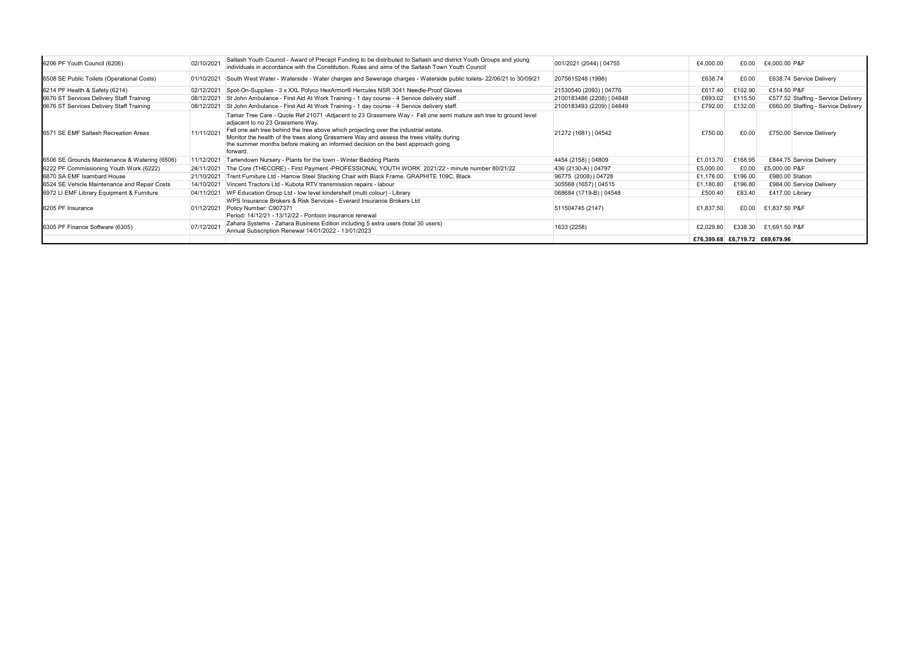| | | | | | | | |
|---|---|---|---|---|---|---|---|
| 6206 PF Youth Council (6206) | 02/10/2021 | Saltash Youth Council - Award of Precept Funding to be distributed to Saltash and district Youth Groups and young individuals in accordance with the Constitution, Rules and aims of the Saltash Town Youth Council | 001/2021 (2044) \| 04755 | £4,000.00 | £0.00 | £4,000.00 | P&F |
| 6508 SE Public Toilets (Operational Costs) | 01/10/2021 | South West Water - Waterside - Water charges and Sewerage charges - Waterside public toilets- 22/06/21 to 30/09/21 | 2075615248 (1998) | £638.74 | £0.00 | £638.74 | Service Delivery |
| 6214 PF Health & Safety (6214) | 02/12/2021 | Spot-On-Supplies - 3 x XXL Polyco HexArmor® Hercules NSR 3041 Needle-Proof Gloves | 21530540 (2093) \| 04776 | £617.40 | £102.90 | £514.50 | P&F |
| 6676 ST Services Delivery Staff Training | 08/12/2021 | St John Ambulance - First Aid At Work Training - 1 day course - 4 Service delivery staff . | 2100183486 (2208) \| 04848 | £693.02 | £115.50 | £577.52 | Staffing - Service Delivery |
| 6676 ST Services Delivery Staff Training | 08/12/2021 | St John Ambulance - First Aid At Work Training - 1 day course - 4 Service delivery staff. | 2100183493 (2209) \| 04849 | £792.00 | £132.00 | £660.00 | Staffing - Service Delivery |
| 6571 SE EMF Saltash Recreation Areas | 11/11/2021 | Tamar Tree Care - Quote Ref 21071 -Adjacent to 23 Grassmere Way - Fell one semi mature ash tree to ground level adjacent to no 23 Grassmere Way. Fell one ash tree behind the tree above which projecting over the industrial estate. Monitor the health of the trees along Grassmere Way and assess the trees vitality during the summer months before making an informed decision on the best approach going forward. | 21272 (1681) \| 04542 | £750.00 | £0.00 | £750.00 | Service Delivery |
| 6506 SE Grounds Maintenance & Watering (6506) | 11/12/2021 | Tartendown Nursery - Plants for the town - Winter Bedding Plants | 4454 (2158) \| 04809 | £1,013.70 | £168.95 | £844.75 | Service Delivery |
| 6222 PF Commissioning Youth Work (6222) | 24/11/2021 | The Core (THECORE) - First Payment -PROFESSIONAL YOUTH WORK 2021/22 - minute number 80/21/22 | 436 (2130-A) \| 04797 | £5,000.00 | £0.00 | £5,000.00 | P&F |
| 6870 SA EMF Isambard House | 21/10/2021 | Trent Furniture Ltd - Harrow Steel Stacking Chair with Black Frame, GRAPHITE 109C, Black | 96775 (2008) \| 04728 | £1,176.00 | £196.00 | £980.00 | Station |
| 6524 SE Vehicle Maintenance and Repair Costs | 14/10/2021 | Vincent Tractors Ltd - Kubota RTV transmission repairs - labour | 305568 (1657) \| 04515 | £1,180.80 | £196.80 | £984.00 | Service Delivery |
| 6972 LI EMF Library Equipment & Furniture | 04/11/2021 | WF Education Group Ltd - low level kindershelf (multi colour) - Library | 068684 (1719-B) \| 04548 | £500.40 | £83.40 | £417.00 | Library |
| 6205 PF Insurance | 01/12/2021 | WPS Insurance Brokers & Risk Services - Everard Insurance Brokers Ltd Policy Number: C907371 Period: 14/12/21 - 13/12/22 - Pontoon insurance renewal | 511504745 (2147) | £1,837.50 | £0.00 | £1,837.50 | P&F |
| 6305 PF Finance Software (6305) | 07/12/2021 | Zahara Systems - Zahara Business Edition including 5 extra users (total 30 users) Annual Subscription Renewal 14/01/2022 - 13/01/2023 | 1633 (2258) | £2,029.80 | £338.30 | £1,691.50 | P&F |
| | | | | **£76,399.68** | **£6,719.72** | **£69,679.96** | |